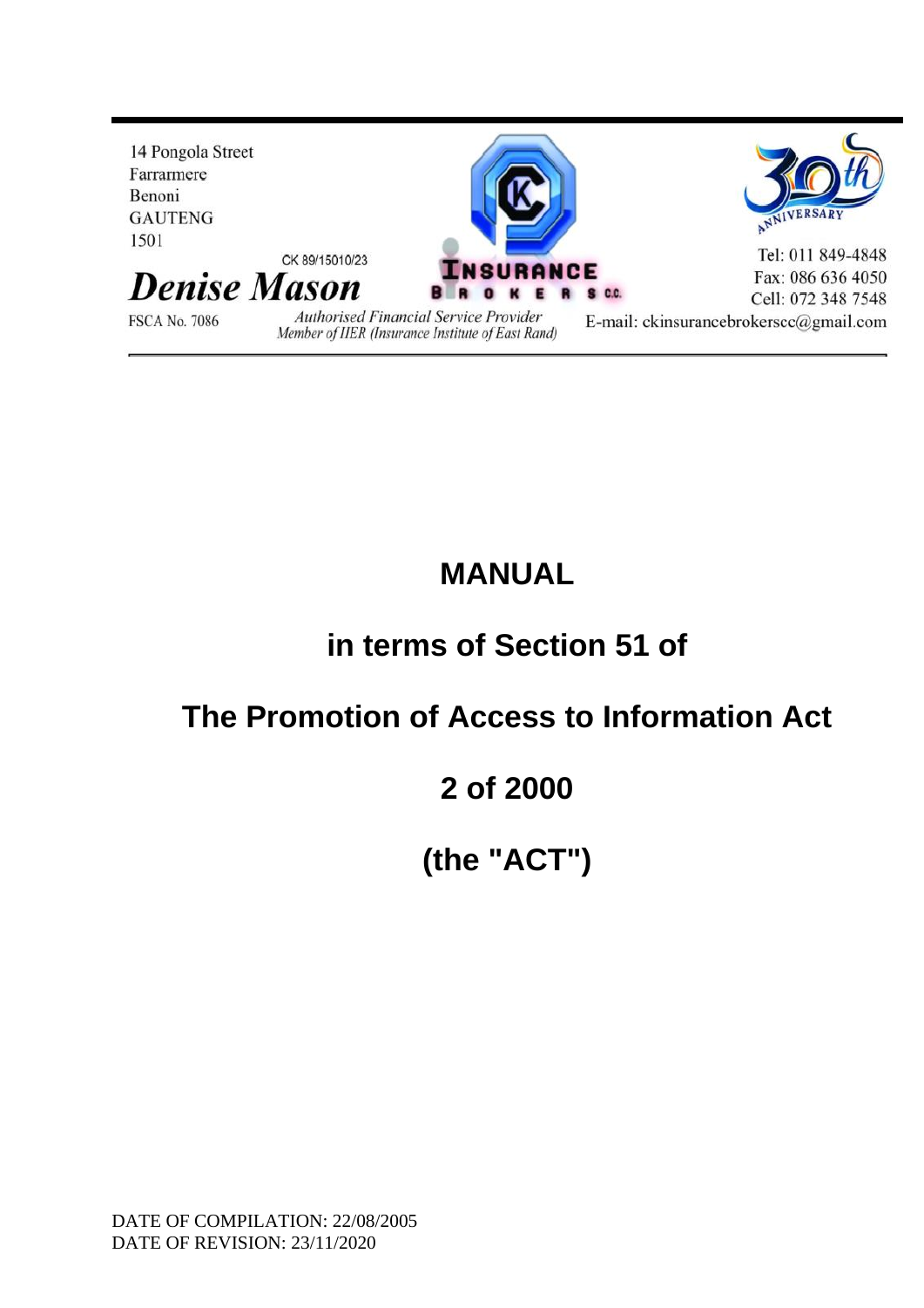14 Pongola Street
Farrarmere
Benoni
GAUTENG
1501

CK 89/15010/23

***Denise Mason***

INSURANCE BROKERS CC

30th ANNIVERSARY

Tel: 011 849-4848
Fax: 086 636 4050
Cell: 072 348 7548
E-mail: ckinsurancebrokerscc@gmail.com

FSCA No. 7086

*Authorised Financial Service Provider*
*Member of IIER (Insurance Institute of East Rand)*

# MANUAL

## in terms of Section 51 of

## The Promotion of Access to Information Act

## 2 of 2000

## (the "ACT")

DATE OF COMPILATION: 22/08/2005
DATE OF REVISION: 23/11/2020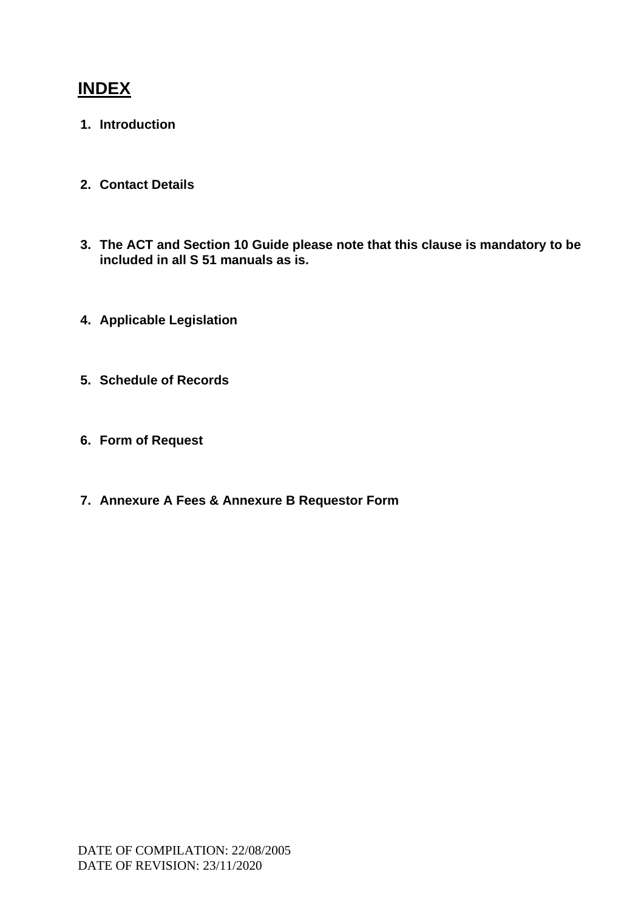# INDEX

1. **Introduction**

2. **Contact Details**

3. **The ACT and Section 10 Guide please note that this clause is mandatory to be included in all S 51 manuals as is.**

4. **Applicable Legislation**

5. **Schedule of Records**

6. **Form of Request**

7. **Annexure A Fees & Annexure B Requestor Form**

DATE OF COMPILATION: 22/08/2005
DATE OF REVISION: 23/11/2020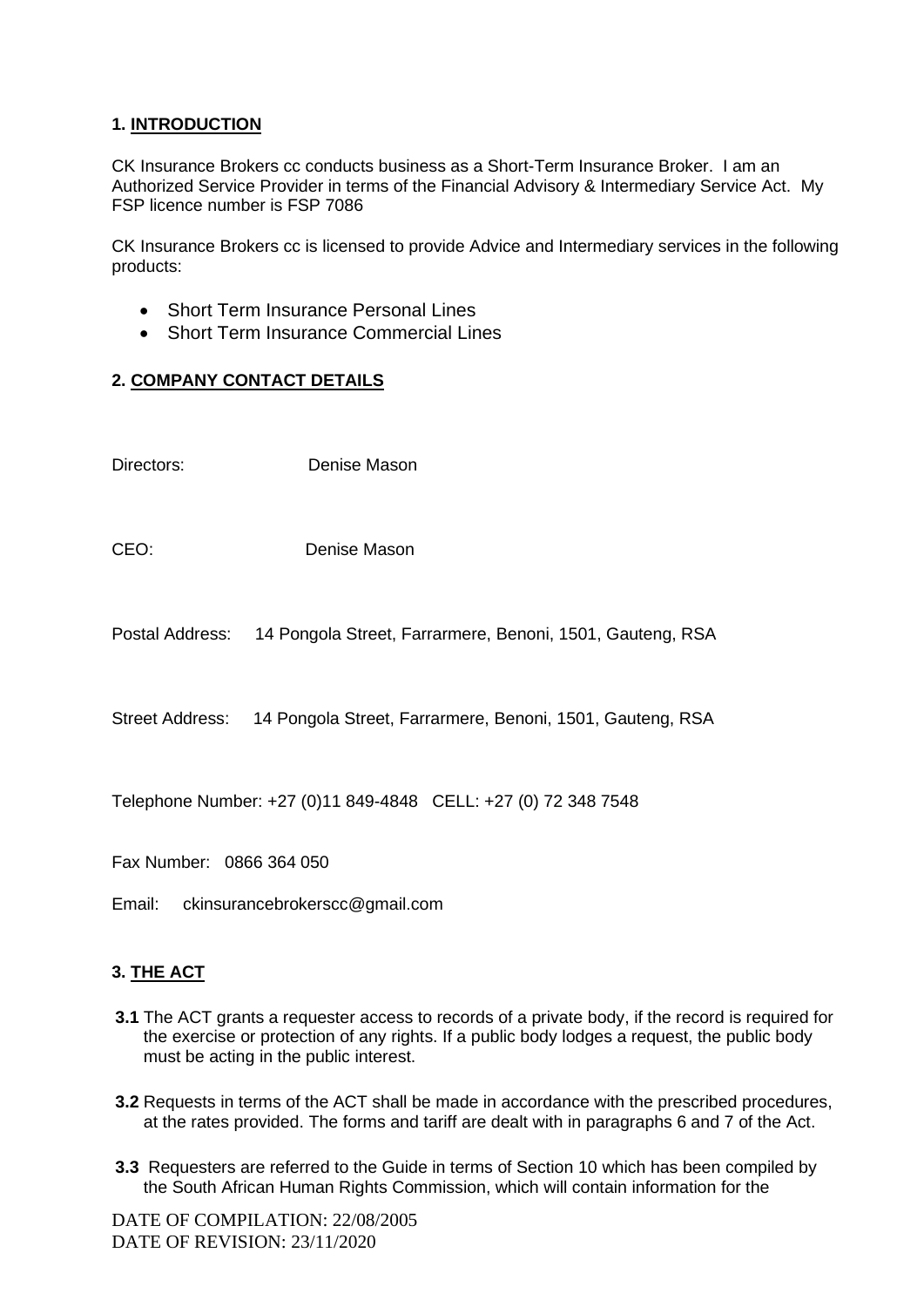## 1. INTRODUCTION

CK Insurance Brokers cc conducts business as a Short-Term Insurance Broker. I am an Authorized Service Provider in terms of the Financial Advisory & Intermediary Service Act. My FSP licence number is FSP 7086

CK Insurance Brokers cc is licensed to provide Advice and Intermediary services in the following products:

- Short Term Insurance Personal Lines
- Short Term Insurance Commercial Lines

## 2. COMPANY CONTACT DETAILS

Directors: Denise Mason

CEO: Denise Mason

Postal Address: 14 Pongola Street, Farrarmere, Benoni, 1501, Gauteng, RSA

Street Address: 14 Pongola Street, Farrarmere, Benoni, 1501, Gauteng, RSA

Telephone Number: +27 (0)11 849-4848 CELL: +27 (0) 72 348 7548

Fax Number: 0866 364 050

Email: ckinsurancebrokerscc@gmail.com

## 3. THE ACT

**3.1** The ACT grants a requester access to records of a private body, if the record is required for the exercise or protection of any rights. If a public body lodges a request, the public body must be acting in the public interest.

**3.2** Requests in terms of the ACT shall be made in accordance with the prescribed procedures, at the rates provided. The forms and tariff are dealt with in paragraphs 6 and 7 of the Act.

**3.3** Requesters are referred to the Guide in terms of Section 10 which has been compiled by the South African Human Rights Commission, which will contain information for the

DATE OF COMPILATION: 22/08/2005
DATE OF REVISION: 23/11/2020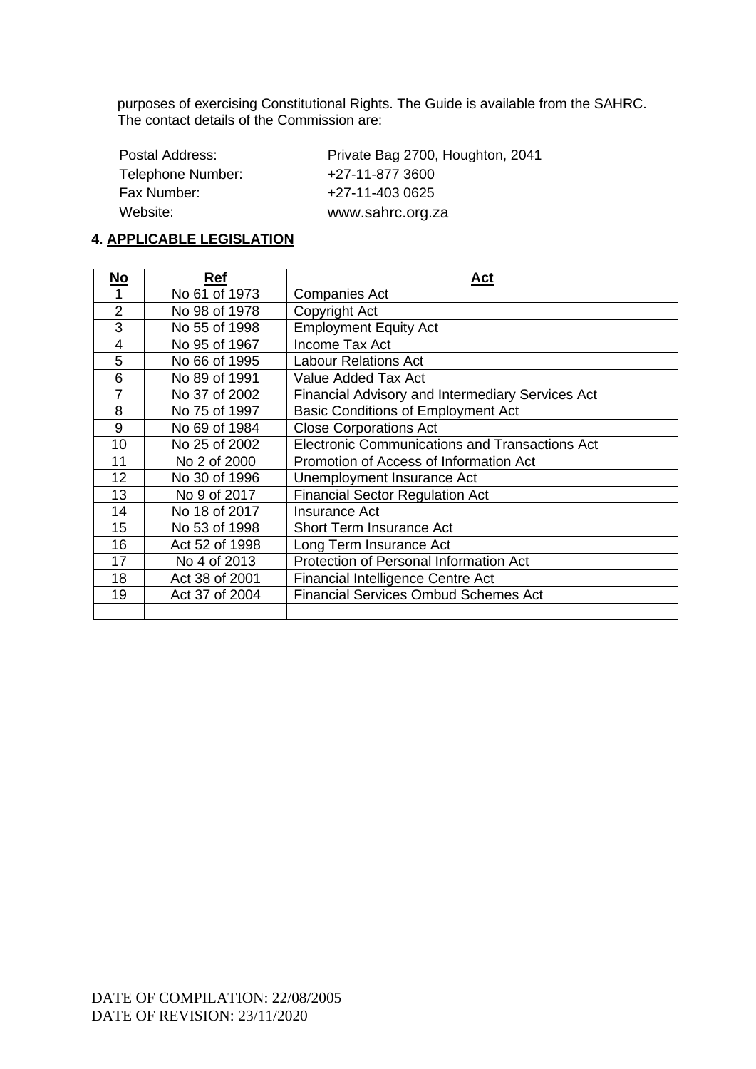purposes of exercising Constitutional Rights. The Guide is available from the SAHRC. The contact details of the Commission are:

| | |
|---|---|
| Postal Address: | Private Bag 2700, Houghton, 2041 |
| Telephone Number: | +27-11-877 3600 |
| Fax Number: | +27-11-403 0625 |
| Website: | www.sahrc.org.za |

### 4. APPLICABLE LEGISLATION

| No | Ref | Act |
|---|---|---|
| 1 | No 61 of 1973 | Companies Act |
| 2 | No 98 of 1978 | Copyright Act |
| 3 | No 55 of 1998 | Employment Equity Act |
| 4 | No 95 of 1967 | Income Tax Act |
| 5 | No 66 of 1995 | Labour Relations Act |
| 6 | No 89 of 1991 | Value Added Tax Act |
| 7 | No 37 of 2002 | Financial Advisory and Intermediary Services Act |
| 8 | No 75 of 1997 | Basic Conditions of Employment Act |
| 9 | No 69 of 1984 | Close Corporations Act |
| 10 | No 25 of 2002 | Electronic Communications and Transactions Act |
| 11 | No 2 of 2000 | Promotion of Access of Information Act |
| 12 | No 30 of 1996 | Unemployment Insurance Act |
| 13 | No 9 of 2017 | Financial Sector Regulation Act |
| 14 | No 18 of 2017 | Insurance Act |
| 15 | No 53 of 1998 | Short Term Insurance Act |
| 16 | Act 52 of 1998 | Long Term Insurance Act |
| 17 | No 4 of 2013 | Protection of Personal Information Act |
| 18 | Act 38 of 2001 | Financial Intelligence Centre Act |
| 19 | Act 37 of 2004 | Financial Services Ombud Schemes Act |
| | | |

DATE OF COMPILATION: 22/08/2005
DATE OF REVISION: 23/11/2020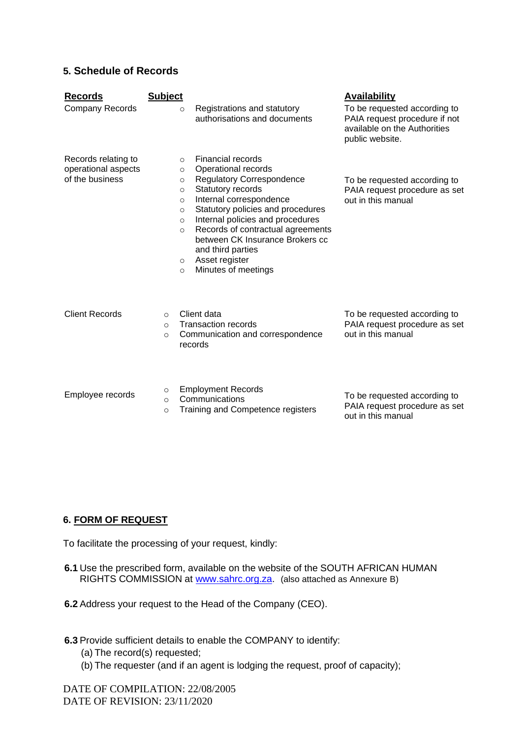## 5. Schedule of Records

| Records | Subject | Availability |
|---|---|---|
| Company Records | ○ Registrations and statutory authorisations and documents | To be requested according to PAIA request procedure if not available on the Authorities public website. |
| Records relating to operational aspects of the business | ○ Financial records<br>○ Operational records<br>○ Regulatory Correspondence<br>○ Statutory records<br>○ Internal correspondence<br>○ Statutory policies and procedures<br>○ Internal policies and procedures<br>○ Records of contractual agreements between CK Insurance Brokers cc and third parties<br>○ Asset register<br>○ Minutes of meetings | To be requested according to PAIA request procedure as set out in this manual |
| Client Records | ○ Client data<br>○ Transaction records<br>○ Communication and correspondence records | To be requested according to PAIA request procedure as set out in this manual |
| Employee records | ○ Employment Records<br>○ Communications<br>○ Training and Competence registers | To be requested according to PAIA request procedure as set out in this manual |

## 6. FORM OF REQUEST

To facilitate the processing of your request, kindly:

**6.1** Use the prescribed form, available on the website of the SOUTH AFRICAN HUMAN RIGHTS COMMISSION at www.sahrc.org.za. (also attached as Annexure B)

**6.2** Address your request to the Head of the Company (CEO).

**6.3** Provide sufficient details to enable the COMPANY to identify:

(a) The record(s) requested;

(b) The requester (and if an agent is lodging the request, proof of capacity);

DATE OF COMPILATION: 22/08/2005
DATE OF REVISION: 23/11/2020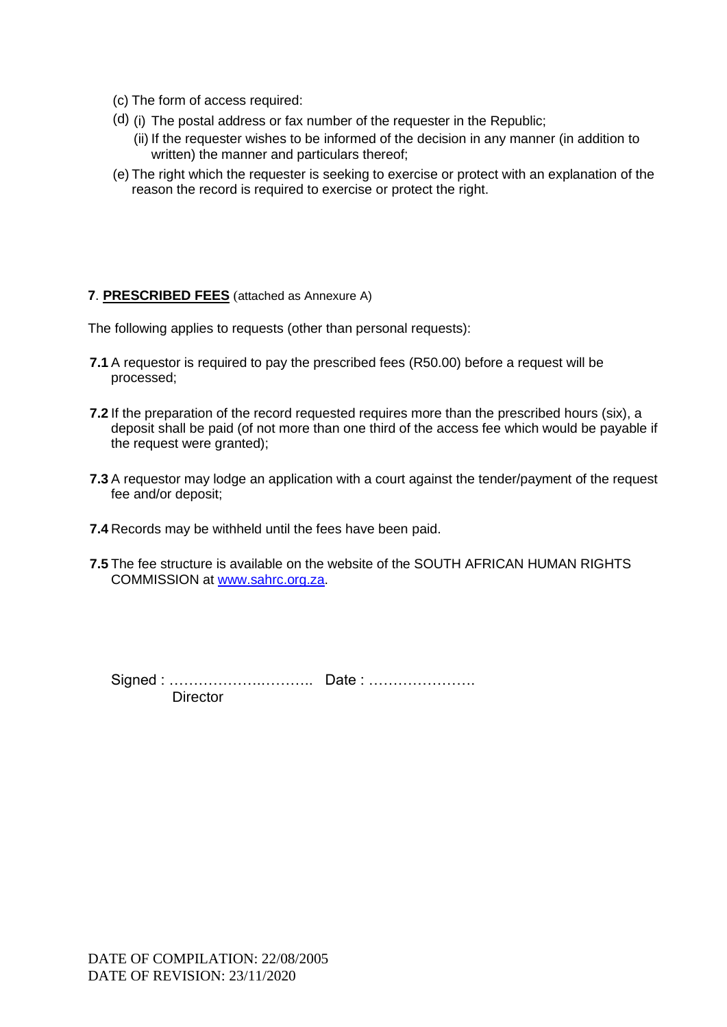(c) The form of access required:

(d) (i) The postal address or fax number of the requester in the Republic;

(ii) If the requester wishes to be informed of the decision in any manner (in addition to written) the manner and particulars thereof;

(e) The right which the requester is seeking to exercise or protect with an explanation of the reason the record is required to exercise or protect the right.

**7**. **PRESCRIBED FEES** (attached as Annexure A)

The following applies to requests (other than personal requests):

**7.1** A requestor is required to pay the prescribed fees (R50.00) before a request will be processed;

**7.2** If the preparation of the record requested requires more than the prescribed hours (six), a deposit shall be paid (of not more than one third of the access fee which would be payable if the request were granted);

**7.3** A requestor may lodge an application with a court against the tender/payment of the request fee and/or deposit;

**7.4** Records may be withheld until the fees have been paid.

**7.5** The fee structure is available on the website of the SOUTH AFRICAN HUMAN RIGHTS COMMISSION at [www.sahrc.org.za](http://www.sahrc.org.za).

Signed : ……………….……….. Date : ………………….
Director

DATE OF COMPILATION: 22/08/2005
DATE OF REVISION: 23/11/2020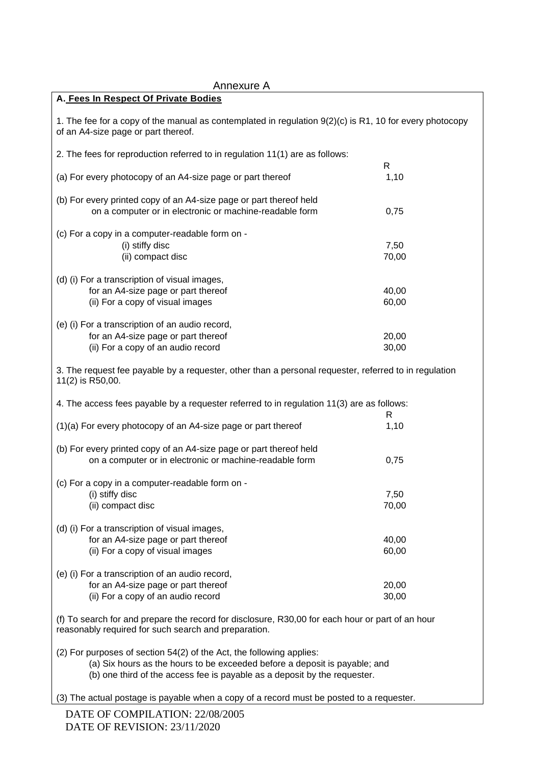Annexure A

**A. Fees In Respect Of Private Bodies**

1. The fee for a copy of the manual as contemplated in regulation 9(2)(c) is R1, 10 for every photocopy of an A4-size page or part thereof.

2. The fees for reproduction referred to in regulation 11(1) are as follows:

| | R |
|---|---|
| (a) For every photocopy of an A4-size page or part thereof | 1,10 |
| (b) For every printed copy of an A4-size page or part thereof held on a computer or in electronic or machine-readable form | 0,75 |
| (c) For a copy in a computer-readable form on - | |
| (i) stiffy disc | 7,50 |
| (ii) compact disc | 70,00 |
| (d) (i) For a transcription of visual images, for an A4-size page or part thereof | 40,00 |
| (ii) For a copy of visual images | 60,00 |
| (e) (i) For a transcription of an audio record, for an A4-size page or part thereof | 20,00 |
| (ii) For a copy of an audio record | 30,00 |

3. The request fee payable by a requester, other than a personal requester, referred to in regulation 11(2) is R50,00.

4. The access fees payable by a requester referred to in regulation 11(3) are as follows:

| | R |
|---|---|
| (1)(a) For every photocopy of an A4-size page or part thereof | 1,10 |
| (b) For every printed copy of an A4-size page or part thereof held on a computer or in electronic or machine-readable form | 0,75 |
| (c) For a copy in a computer-readable form on - | |
| (i) stiffy disc | 7,50 |
| (ii) compact disc | 70,00 |
| (d) (i) For a transcription of visual images, for an A4-size page or part thereof | 40,00 |
| (ii) For a copy of visual images | 60,00 |
| (e) (i) For a transcription of an audio record, for an A4-size page or part thereof | 20,00 |
| (ii) For a copy of an audio record | 30,00 |

(f) To search for and prepare the record for disclosure, R30,00 for each hour or part of an hour reasonably required for such search and preparation.

(2) For purposes of section 54(2) of the Act, the following applies:

(a) Six hours as the hours to be exceeded before a deposit is payable; and

(b) one third of the access fee is payable as a deposit by the requester.

(3) The actual postage is payable when a copy of a record must be posted to a requester.

DATE OF COMPILATION: 22/08/2005
DATE OF REVISION: 23/11/2020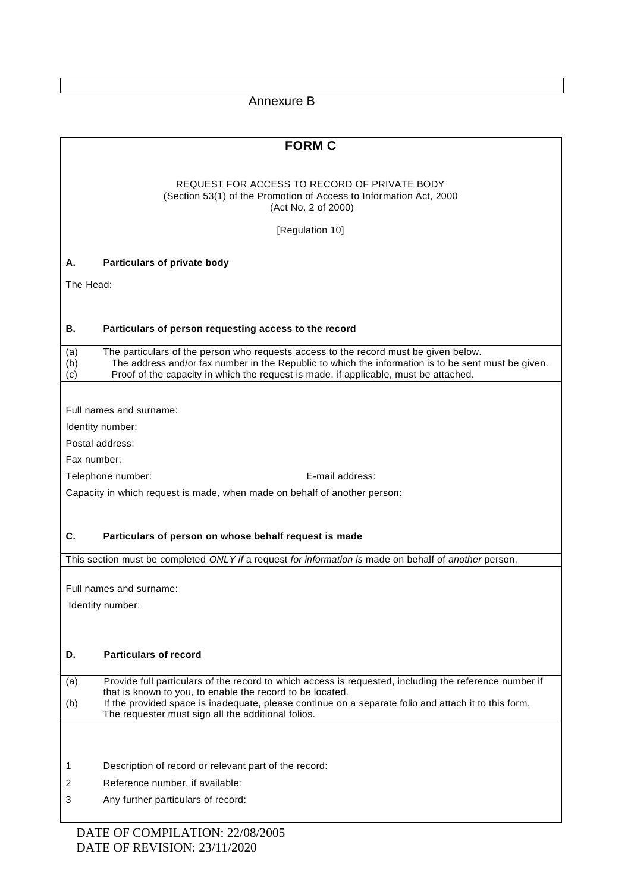Annexure B

# FORM C

REQUEST FOR ACCESS TO RECORD OF PRIVATE BODY
(Section 53(1) of the Promotion of Access to Information Act, 2000
(Act No. 2 of 2000)

[Regulation 10]

## A. Particulars of private body

The Head:

## B. Particulars of person requesting access to the record

(a) The particulars of the person who requests access to the record must be given below.
(b) The address and/or fax number in the Republic to which the information is to be sent must be given.
(c) Proof of the capacity in which the request is made, if applicable, must be attached.

Full names and surname:

Identity number:

Postal address:

Fax number:

Telephone number: E-mail address:

Capacity in which request is made, when made on behalf of another person:

## C. Particulars of person on whose behalf request is made

This section must be completed *ONLY if* a request *for information is* made on behalf of *another* person.

Full names and surname:

Identity number:

## D. Particulars of record

(a) Provide full particulars of the record to which access is requested, including the reference number if that is known to you, to enable the record to be located.
(b) If the provided space is inadequate, please continue on a separate folio and attach it to this form. The requester must sign all the additional folios.

1 Description of record or relevant part of the record:

2 Reference number, if available:

3 Any further particulars of record:

DATE OF COMPILATION: 22/08/2005
DATE OF REVISION: 23/11/2020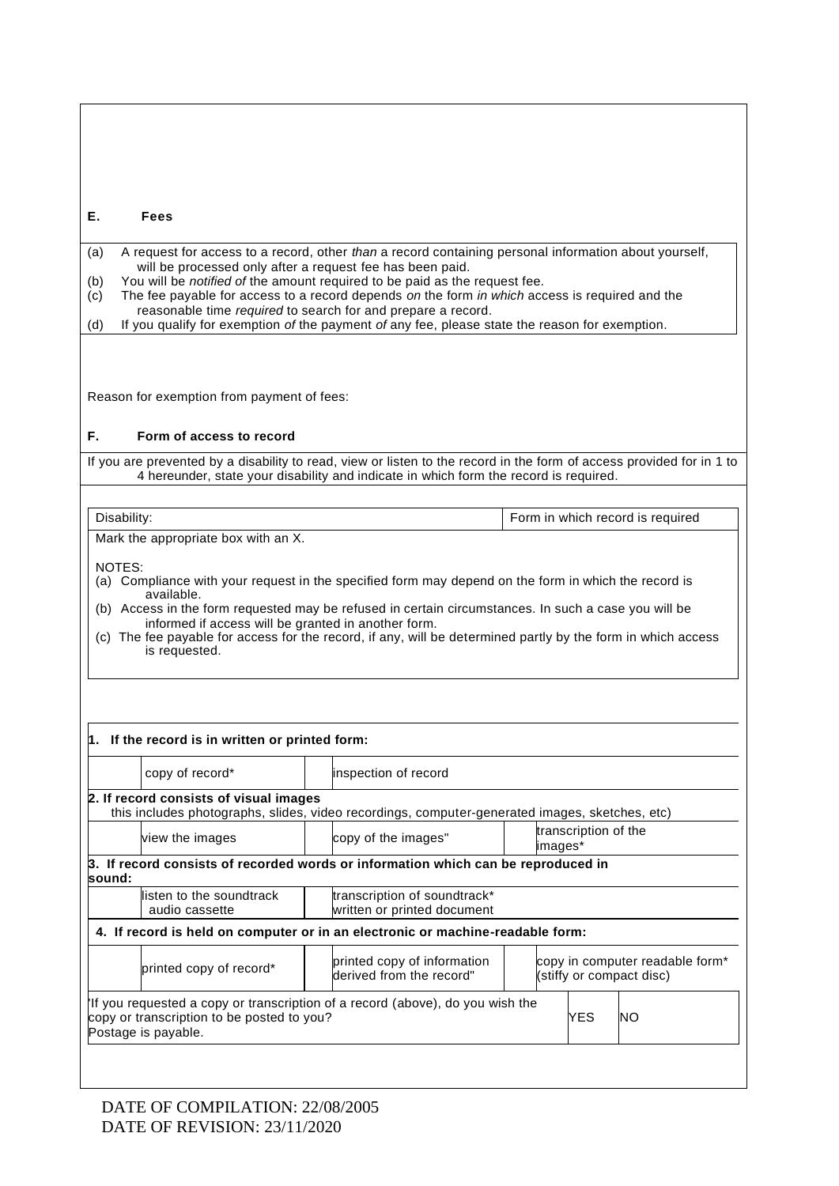## E. Fees

(a) A request for access to a record, other *than* a record containing personal information about yourself, will be processed only after a request fee has been paid.
(b) You will be *notified of* the amount required to be paid as the request fee.
(c) The fee payable for access to a record depends *on* the form *in which* access is required and the reasonable time *required* to search for and prepare a record.
(d) If you qualify for exemption *of* the payment *of* any fee, please state the reason for exemption.

Reason for exemption from payment of fees:

## F. Form of access to record

If you are prevented by a disability to read, view or listen to the record in the form of access provided for in 1 to 4 hereunder, state your disability and indicate in which form the record is required.

| Disability: | Form in which record is required |
|---|---|

Mark the appropriate box with an X.

NOTES:
(a) Compliance with your request in the specified form may depend on the form in which the record is available.
(b) Access in the form requested may be refused in certain circumstances. In such a case you will be informed if access will be granted in another form.
(c) The fee payable for access for the record, if any, will be determined partly by the form in which access is requested.

| | | | | | |
|---|---|---|---|---|---|
| **1. If the record is in written or printed form:** | | | | | |
| | copy of record* | | inspection of record | | |
| **2. If record consists of visual images** this includes photographs, slides, video recordings, computer-generated images, sketches, etc) | | | | | |
| | view the images | | copy of the images" | | transcription of the images* |
| **3. If record consists of recorded words or information which can be reproduced in sound:** | | | | | |
| | listen to the soundtrack audio cassette | | transcription of soundtrack* written or printed document | | |
| **4. If record is held on computer or in an electronic or machine-readable form:** | | | | | |
| | printed copy of record* | | printed copy of information derived from the record" | | copy in computer readable form* (stiffy or compact disc) |

| | | |
|---|---|---|
| 'If you requested a copy or transcription of a record (above), do you wish the copy or transcription to be posted to you? Postage is payable. | YES | NO |

DATE OF COMPILATION: 22/08/2005
DATE OF REVISION: 23/11/2020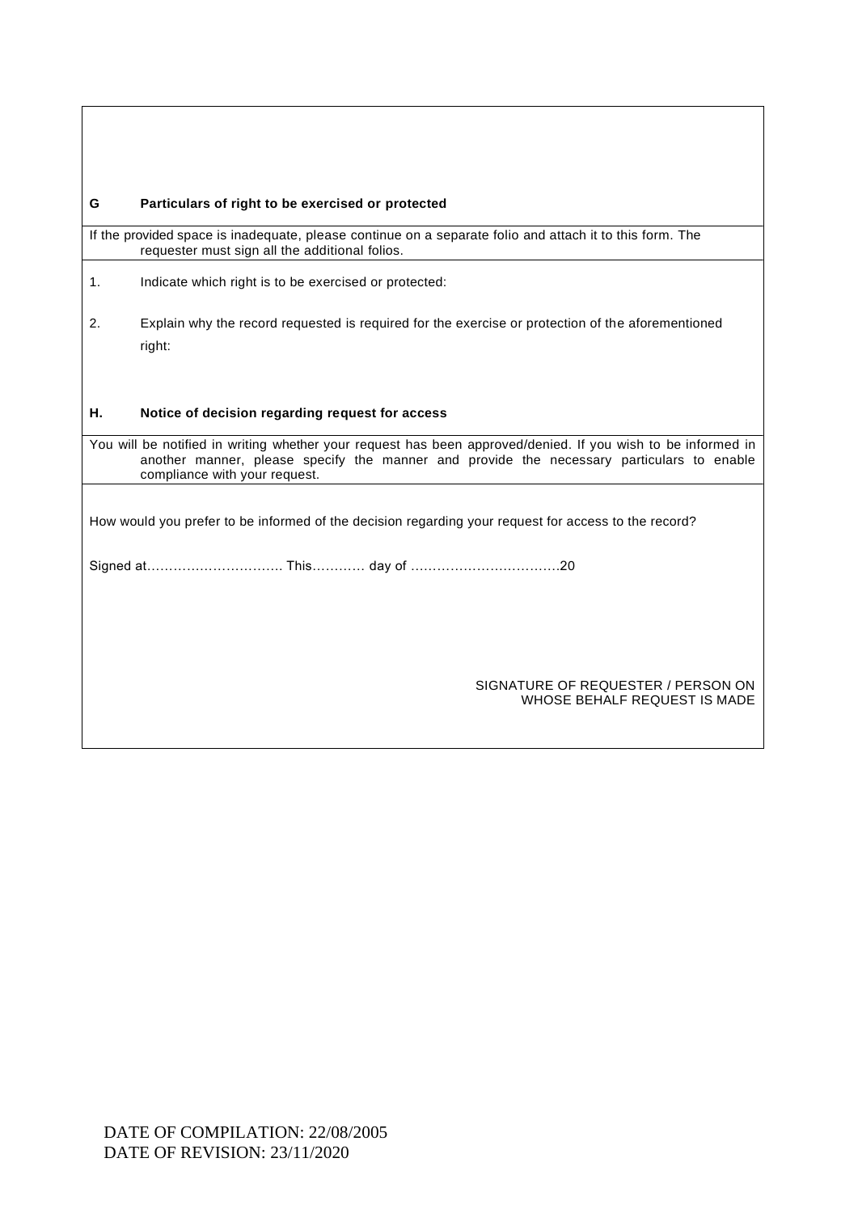**G Particulars of right to be exercised or protected**

If the provided space is inadequate, please continue on a separate folio and attach it to this form. The requester must sign all the additional folios.

1. Indicate which right is to be exercised or protected:

2. Explain why the record requested is required for the exercise or protection of the aforementioned right:

**H. Notice of decision regarding request for access**

You will be notified in writing whether your request has been approved/denied. If you wish to be informed in another manner, please specify the manner and provide the necessary particulars to enable compliance with your request.

How would you prefer to be informed of the decision regarding your request for access to the record?

Signed at………………………… This………… day of ……………………………20

SIGNATURE OF REQUESTER / PERSON ON WHOSE BEHALF REQUEST IS MADE

DATE OF COMPILATION: 22/08/2005
DATE OF REVISION: 23/11/2020